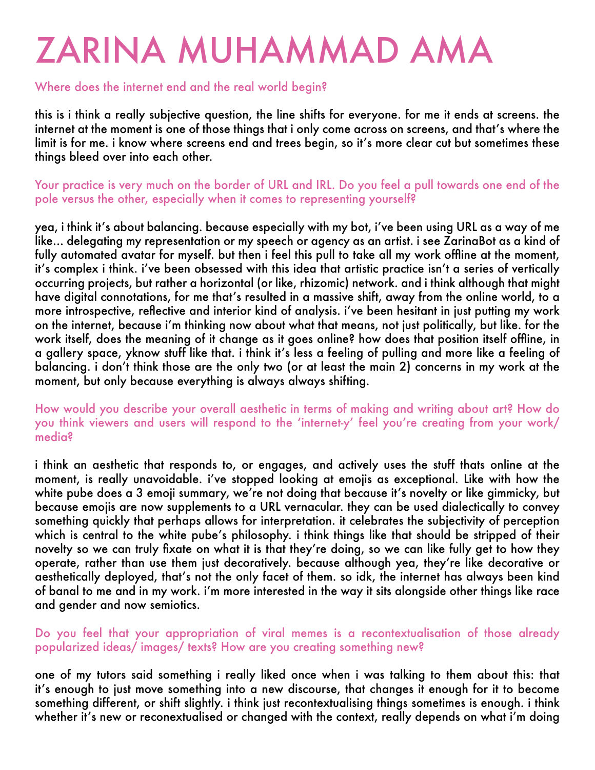# ZARINA MUHAMMAD AMA

**Where does the internet end and the real world begin?**

this is i think a really subjective question, the line shifts for everyone. for me it ends at screens. the internet at the moment is one of those things that i only come across on screens, and that's where the limit is for me. i know where screens end and trees begin, so it's more clear cut but sometimes these things bleed over into each other.

**Your practice is very much on the border of URL and IRL. Do you feel a pull towards one end of the pole versus the other, especially when it comes to representing yourself?**

yea, i think it's about balancing. because especially with my bot, i've been using URL as a way of me like... delegating my representation or my speech or agency as an artist. i see ZarinaBot as a kind of fully automated avatar for myself. but then i feel this pull to take all my work offline at the moment, it's complex i think. i've been obsessed with this idea that artistic practice isn't a series of vertically occurring projects, but rather a horizontal (or like, rhizomic) network. and i think although that might have digital connotations, for me that's resulted in a massive shift, away from the online world, to a more introspective, reflective and interior kind of analysis. i've been hesitant in just putting my work on the internet, because i'm thinking now about what that means, not just politically, but like. for the work itself, does the meaning of it change as it goes online? how does that position itself offline, in a gallery space, yknow stuff like that. i think it's less a feeling of pulling and more like a feeling of balancing. i don't think those are the only two (or at least the main 2) concerns in my work at the moment, but only because everything is always always shifting.

**How would you describe your overall aesthetic in terms of making and writing about art? How do you think viewers and users will respond to the 'internet-y' feel you're creating from your work/ media?**

i think an aesthetic that responds to, or engages, and actively uses the stuff thats online at the moment, is really unavoidable. i've stopped looking at emojis as exceptional. Like with how the white pube does a 3 emoji summary, we're not doing that because it's novelty or like gimmicky, but because emojis are now supplements to a URL vernacular. they can be used dialectically to convey something quickly that perhaps allows for interpretation. it celebrates the subjectivity of perception which is central to the white pube's philosophy. i think things like that should be stripped of their novelty so we can truly fixate on what it is that they're doing, so we can like fully get to how they operate, rather than use them just decoratively. because although yea, they're like decorative or aesthetically deployed, that's not the only facet of them. so idk, the internet has always been kind of banal to me and in my work. i'm more interested in the way it sits alongside other things like race and gender and now semiotics.

**Do you feel that your appropriation of viral memes is a recontextualisation of those already popularized ideas/ images/ texts? How are you creating something new?**

one of my tutors said something i really liked once when i was talking to them about this: that it's enough to just move something into a new discourse, that changes it enough for it to become something different, or shift slightly. i think just recontextualising things sometimes is enough. i think whether it's new or reconextualised or changed with the context, really depends on what i'm doing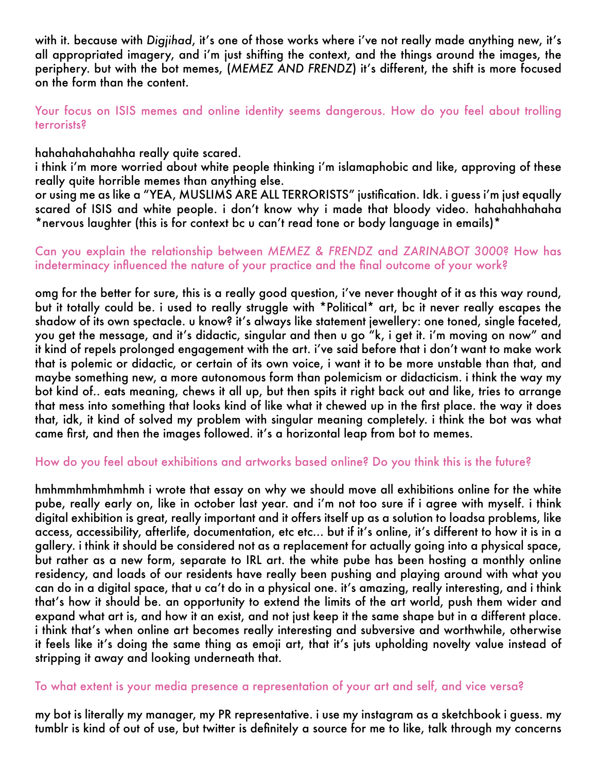with it. because with *Digjihad*, it's one of those works where i've not really made anything new, it's all appropriated imagery, and i'm just shifting the context, and the things around the images, the periphery. but with the bot memes, (*MEMEZ AND FRENDZ*) it's different, the shift is more focused on the form than the content.

Your focus on ISIS memes and online identity seems dangerous. How do you feel about trolling terrorists?

hahahahahahahha really quite scared.
i think i'm more worried about white people thinking i'm islamaphobic and like, approving of these really quite horrible memes than anything else.
or using me as like a "YEA, MUSLIMS ARE ALL TERRORISTS" justification. Idk. i guess i'm just equally scared of ISIS and white people. i don't know why i made that bloody video. hahahahhahaha *nervous laughter (this is for context bc u can't read tone or body language in emails)*

Can you explain the relationship between *MEMEZ & FRENDZ* and *ZARINABOT 3000*? How has indeterminacy influenced the nature of your practice and the final outcome of your work?

omg for the better for sure, this is a really good question, i've never thought of it as this way round, but it totally could be. i used to really struggle with *Political* art, bc it never really escapes the shadow of its own spectacle. u know? it's always like statement jewellery: one toned, single faceted, you get the message, and it's didactic, singular and then u go "k, i get it. i'm moving on now" and it kind of repels prolonged engagement with the art. i've said before that i don't want to make work that is polemic or didactic, or certain of its own voice, i want it to be more unstable than that, and maybe something new, a more autonomous form than polemicism or didacticism. i think the way my bot kind of.. eats meaning, chews it all up, but then spits it right back out and like, tries to arrange that mess into something that looks kind of like what it chewed up in the first place. the way it does that, idk, it kind of solved my problem with singular meaning completely. i think the bot was what came first, and then the images followed. it's a horizontal leap from bot to memes.

How do you feel about exhibitions and artworks based online? Do you think this is the future?

hmhmmhmhmhmhmh i wrote that essay on why we should move all exhibitions online for the white pube, really early on, like in october last year. and i'm not too sure if i agree with myself. i think digital exhibition is great, really important and it offers itself up as a solution to loadsa problems, like access, accessibility, afterlife, documentation, etc etc... but if it's online, it's different to how it is in a gallery. i think it should be considered not as a replacement for actually going into a physical space, but rather as a new form, separate to IRL art. the white pube has been hosting a monthly online residency, and loads of our residents have really been pushing and playing around with what you can do in a digital space, that u ca't do in a physical one. it's amazing, really interesting, and i think that's how it should be. an opportunity to extend the limits of the art world, push them wider and expand what art is, and how it an exist, and not just keep it the same shape but in a different place. i think that's when online art becomes really interesting and subversive and worthwhile, otherwise it feels like it's doing the same thing as emoji art, that it's juts upholding novelty value instead of stripping it away and looking underneath that.

To what extent is your media presence a representation of your art and self, and vice versa?

my bot is literally my manager, my PR representative. i use my instagram as a sketchbook i guess. my tumblr is kind of out of use, but twitter is definitely a source for me to like, talk through my concerns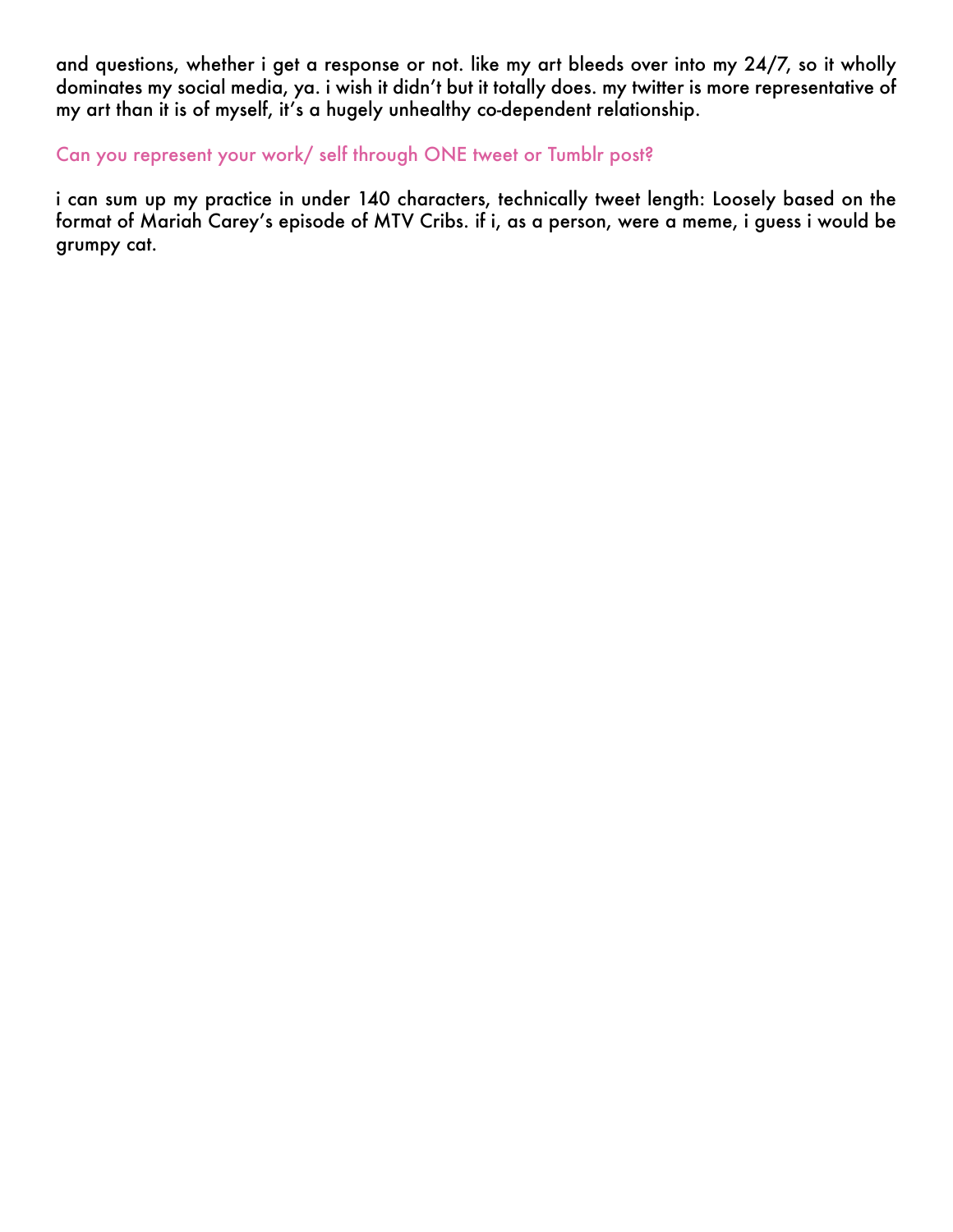and questions, whether i get a response or not. like my art bleeds over into my 24/7, so it wholly dominates my social media, ya. i wish it didn't but it totally does. my twitter is more representative of my art than it is of myself, it's a hugely unhealthy co-dependent relationship.

Can you represent your work/ self through ONE tweet or Tumblr post?

i can sum up my practice in under 140 characters, technically tweet length: Loosely based on the format of Mariah Carey's episode of MTV Cribs. if i, as a person, were a meme, i guess i would be grumpy cat.